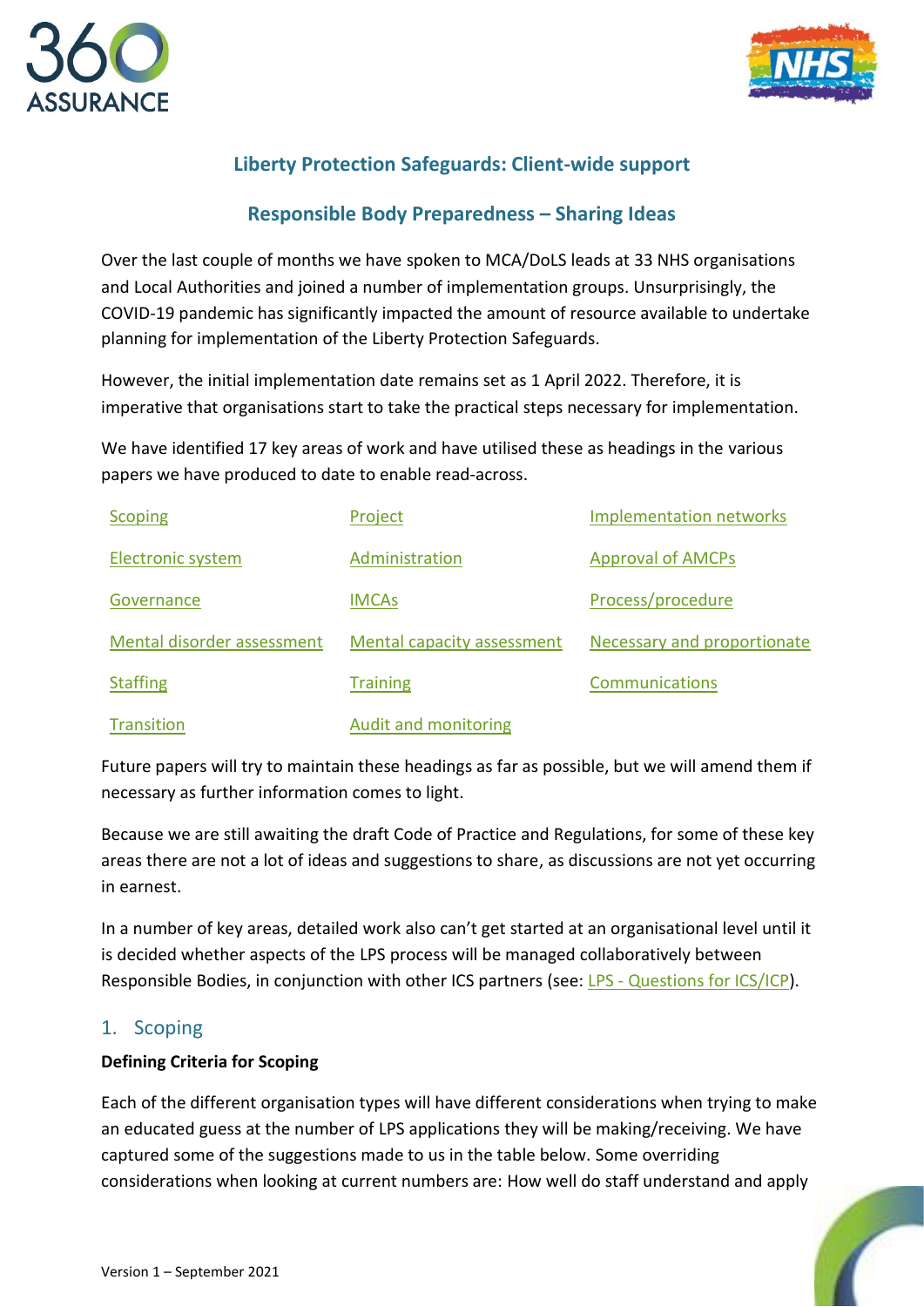## Liberty Protection Safeguards: Client-wide support

## Responsible Body Preparedness – Sharing Ideas

Over the last couple of months we have spoken to MCA/DoLS leads at 33 NHS organisations and Local Authorities and joined a number of implementation groups. Unsurprisingly, the COVID-19 pandemic has significantly impacted the amount of resource available to undertake planning for implementation of the Liberty Protection Safeguards.

However, the initial implementation date remains set as 1 April 2022. Therefore, it is imperative that organisations start to take the practical steps necessary for implementation.

We have identified 17 key areas of work and have utilised these as headings in the various papers we have produced to date to enable read-across.

| | | |
|---|---|---|
| Scoping | Project | Implementation networks |
| Electronic system | Administration | Approval of AMCPs |
| Governance | IMCAs | Process/procedure |
| Mental disorder assessment | Mental capacity assessment | Necessary and proportionate |
| Staffing | Training | Communications |
| Transition | Audit and monitoring | |

Future papers will try to maintain these headings as far as possible, but we will amend them if necessary as further information comes to light.

Because we are still awaiting the draft Code of Practice and Regulations, for some of these key areas there are not a lot of ideas and suggestions to share, as discussions are not yet occurring in earnest.

In a number of key areas, detailed work also can't get started at an organisational level until it is decided whether aspects of the LPS process will be managed collaboratively between Responsible Bodies, in conjunction with other ICS partners (see: LPS - Questions for ICS/ICP).

## 1. Scoping

**Defining Criteria for Scoping**

Each of the different organisation types will have different considerations when trying to make an educated guess at the number of LPS applications they will be making/receiving. We have captured some of the suggestions made to us in the table below. Some overriding considerations when looking at current numbers are: How well do staff understand and apply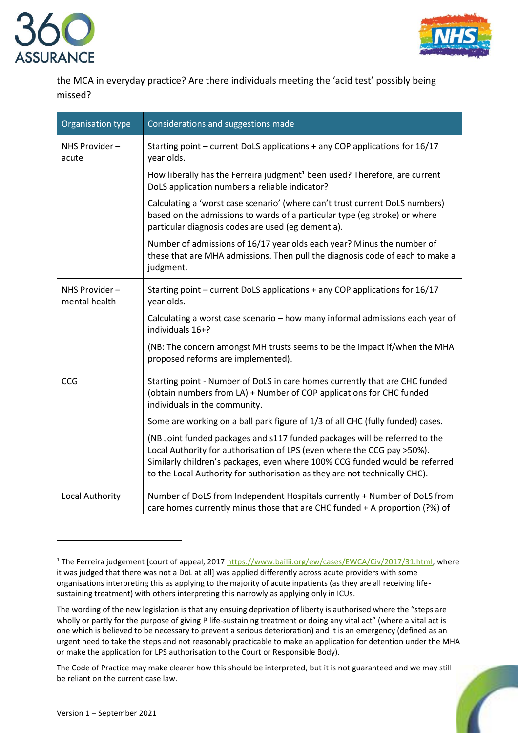the MCA in everyday practice? Are there individuals meeting the 'acid test' possibly being missed?

| Organisation type | Considerations and suggestions made |
|---|---|
| NHS Provider – acute | Starting point – current DoLS applications + any COP applications for 16/17 year olds.<br><br>How liberally has the Ferreira judgment[1] been used? Therefore, are current DoLS application numbers a reliable indicator?<br><br>Calculating a 'worst case scenario' (where can't trust current DoLS numbers) based on the admissions to wards of a particular type (eg stroke) or where particular diagnosis codes are used (eg dementia).<br><br>Number of admissions of 16/17 year olds each year? Minus the number of these that are MHA admissions. Then pull the diagnosis code of each to make a judgment. |
| NHS Provider – mental health | Starting point – current DoLS applications + any COP applications for 16/17 year olds.<br><br>Calculating a worst case scenario – how many informal admissions each year of individuals 16+?<br><br>(NB: The concern amongst MH trusts seems to be the impact if/when the MHA proposed reforms are implemented). |
| CCG | Starting point - Number of DoLS in care homes currently that are CHC funded (obtain numbers from LA) + Number of COP applications for CHC funded individuals in the community.<br><br>Some are working on a ball park figure of 1/3 of all CHC (fully funded) cases.<br><br>(NB Joint funded packages and s117 funded packages will be referred to the Local Authority for authorisation of LPS (even where the CCG pay >50%). Similarly children's packages, even where 100% CCG funded would be referred to the Local Authority for authorisation as they are not technically CHC). |
| Local Authority | Number of DoLS from Independent Hospitals currently + Number of DoLS from care homes currently minus those that are CHC funded + A proportion (?%) of |

[1] The Ferreira judgement [court of appeal, 2017 https://www.bailii.org/ew/cases/EWCA/Civ/2017/31.html, where it was judged that there was not a DoL at all] was applied differently across acute providers with some organisations interpreting this as applying to the majority of acute inpatients (as they are all receiving life-sustaining treatment) with others interpreting this narrowly as applying only in ICUs.

The wording of the new legislation is that any ensuing deprivation of liberty is authorised where the "steps are wholly or partly for the purpose of giving P life-sustaining treatment or doing any vital act" (where a vital act is one which is believed to be necessary to prevent a serious deterioration) and it is an emergency (defined as an urgent need to take the steps and not reasonably practicable to make an application for detention under the MHA or make the application for LPS authorisation to the Court or Responsible Body).

The Code of Practice may make clearer how this should be interpreted, but it is not guaranteed and we may still be reliant on the current case law.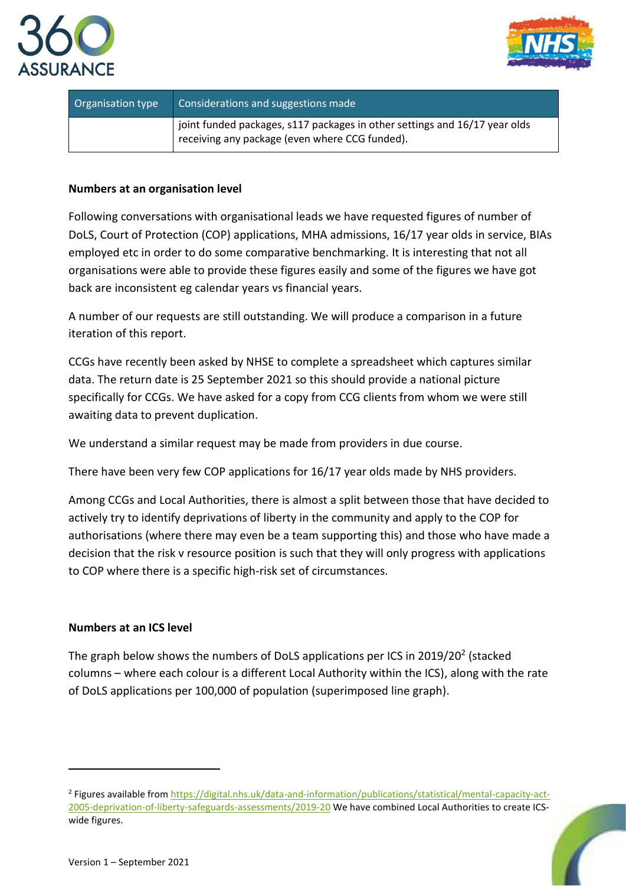| Organisation type | Considerations and suggestions made |
|---|---|
| | joint funded packages, s117 packages in other settings and 16/17 year olds receiving any package (even where CCG funded). |

**Numbers at an organisation level**

Following conversations with organisational leads we have requested figures of number of DoLS, Court of Protection (COP) applications, MHA admissions, 16/17 year olds in service, BIAs employed etc in order to do some comparative benchmarking. It is interesting that not all organisations were able to provide these figures easily and some of the figures we have got back are inconsistent eg calendar years vs financial years.

A number of our requests are still outstanding. We will produce a comparison in a future iteration of this report.

CCGs have recently been asked by NHSE to complete a spreadsheet which captures similar data. The return date is 25 September 2021 so this should provide a national picture specifically for CCGs. We have asked for a copy from CCG clients from whom we were still awaiting data to prevent duplication.

We understand a similar request may be made from providers in due course.

There have been very few COP applications for 16/17 year olds made by NHS providers.

Among CCGs and Local Authorities, there is almost a split between those that have decided to actively try to identify deprivations of liberty in the community and apply to the COP for authorisations (where there may even be a team supporting this) and those who have made a decision that the risk v resource position is such that they will only progress with applications to COP where there is a specific high-risk set of circumstances.

**Numbers at an ICS level**

The graph below shows the numbers of DoLS applications per ICS in 2019/20[2] (stacked columns – where each colour is a different Local Authority within the ICS), along with the rate of DoLS applications per 100,000 of population (superimposed line graph).

---

[2] Figures available from https://digital.nhs.uk/data-and-information/publications/statistical/mental-capacity-act-2005-deprivation-of-liberty-safeguards-assessments/2019-20 We have combined Local Authorities to create ICS-wide figures.

Version 1 – September 2021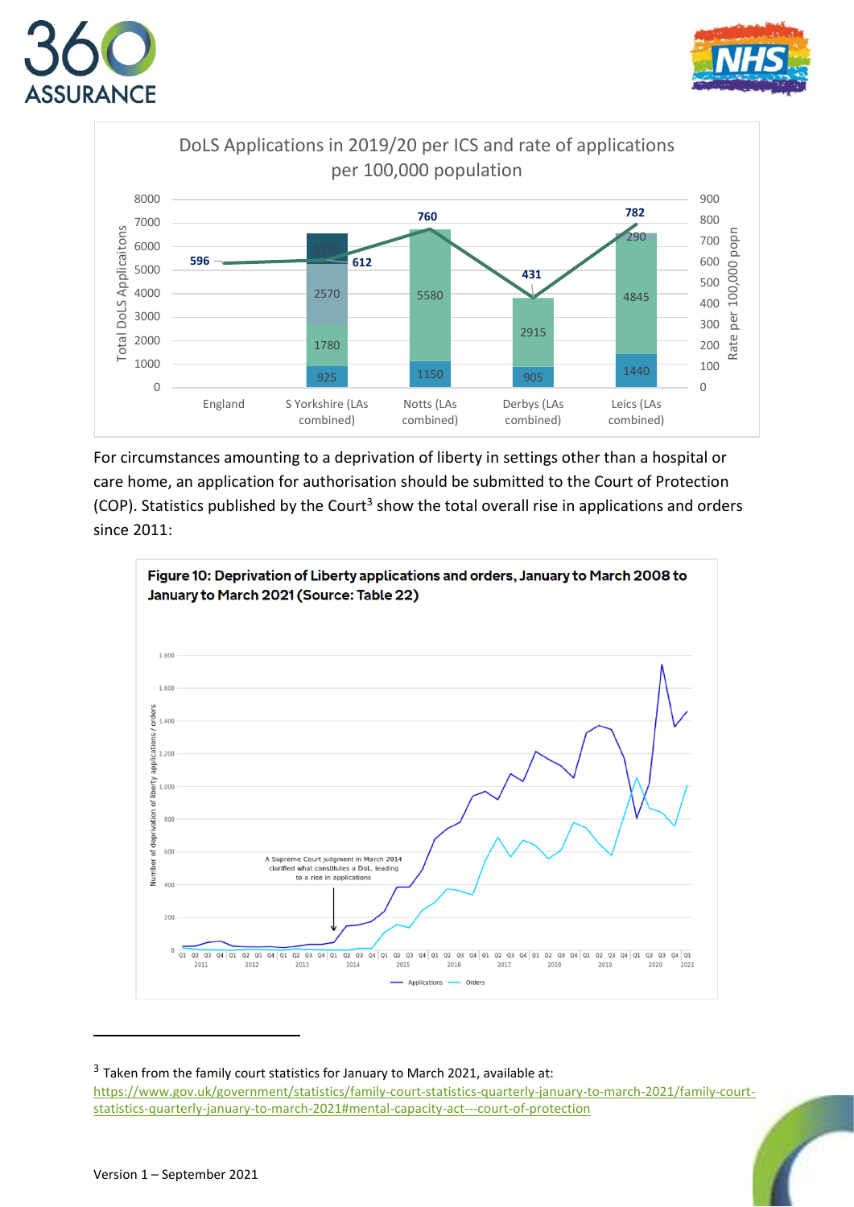DoLS Applications in 2019/20 per ICS and rate of applications per 100,000 population

| | England | S Yorkshire (LAs combined) | Notts (LAs combined) | Derbys (LAs combined) | Leics (LAs combined) |
|---|---|---|---|---|---|
| Applications | | 925 | 1150 | 905 | 1440 |
| | | 1780 | 5580 | 2915 | 4845 |
| | | 2570 | | | 290 |
| | | 1290 | | | |
| Rate per 100,000 popn | 596 | 612 | 760 | 431 | 782 |

For circumstances amounting to a deprivation of liberty in settings other than a hospital or care home, an application for authorisation should be submitted to the Court of Protection (COP). Statistics published by the Court[3] show the total overall rise in applications and orders since 2011:

**Figure 10: Deprivation of Liberty applications and orders, January to March 2008 to January to March 2021 (Source: Table 22)**

A Supreme Court judgment in March 2014 clarified what constitutes a DoL, leading to a rise in applications

---

[3] Taken from the family court statistics for January to March 2021, available at: https://www.gov.uk/government/statistics/family-court-statistics-quarterly-january-to-march-2021/family-court-statistics-quarterly-january-to-march-2021#mental-capacity-act---court-of-protection

Version 1 – September 2021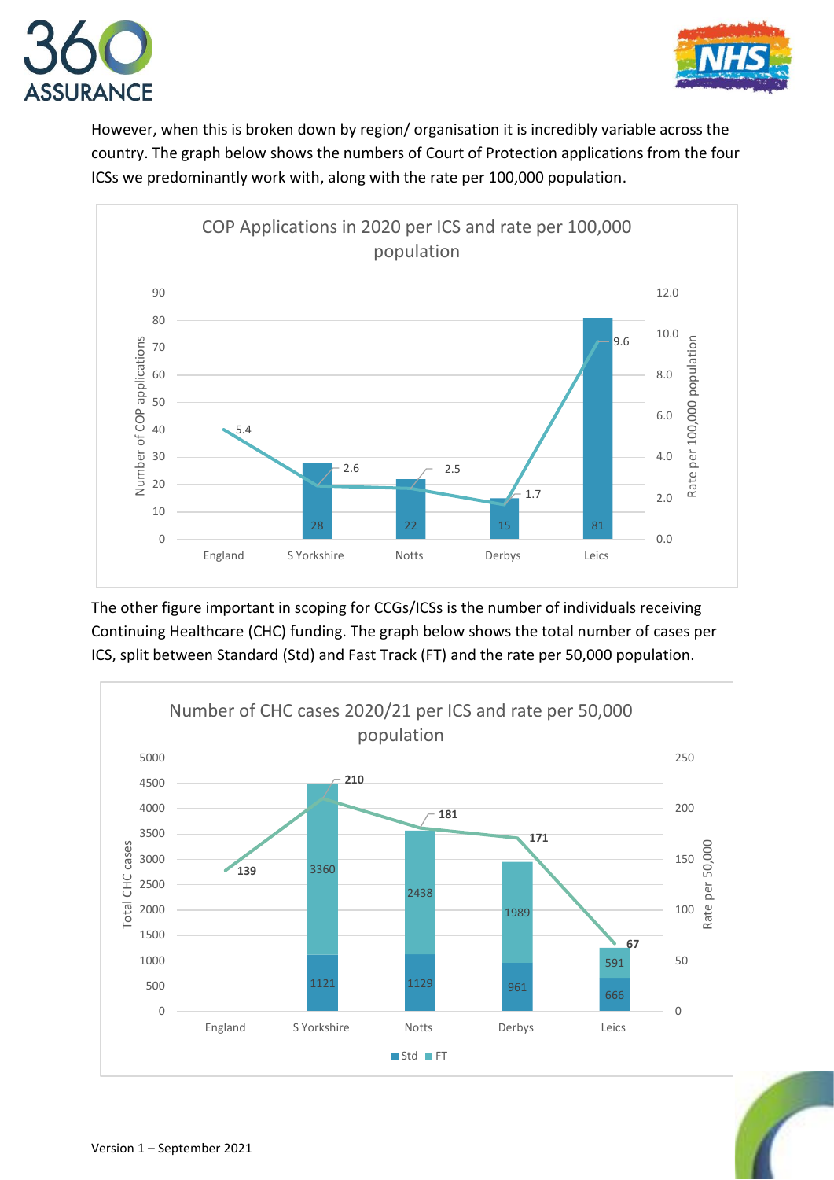However, when this is broken down by region/ organisation it is incredibly variable across the country. The graph below shows the numbers of Court of Protection applications from the four ICSs we predominantly work with, along with the rate per 100,000 population.

**COP Applications in 2020 per ICS and rate per 100,000 population**

| | Number of COP applications | Rate per 100,000 population |
|---|---|---|
| England | | 5.4 |
| S Yorkshire | 28 | 2.6 |
| Notts | 22 | 2.5 |
| Derbys | 15 | 1.7 |
| Leics | 81 | 9.6 |

The other figure important in scoping for CCGs/ICSs is the number of individuals receiving Continuing Healthcare (CHC) funding. The graph below shows the total number of cases per ICS, split between Standard (Std) and Fast Track (FT) and the rate per 50,000 population.

**Number of CHC cases 2020/21 per ICS and rate per 50,000 population**

| | Std | FT | Rate per 50,000 |
|---|---|---|---|
| England | | | 139 |
| S Yorkshire | 1121 | 3360 | 210 |
| Notts | 1129 | 2438 | 181 |
| Derbys | 961 | 1989 | 171 |
| Leics | 666 | 591 | 67 |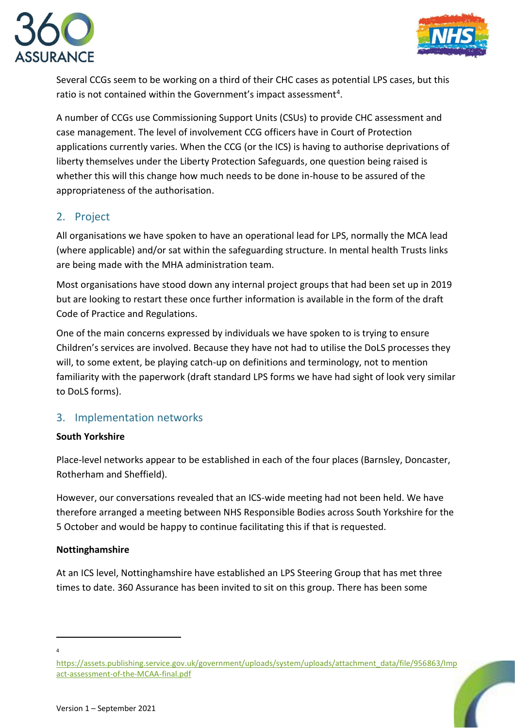Several CCGs seem to be working on a third of their CHC cases as potential LPS cases, but this ratio is not contained within the Government's impact assessment[4].

A number of CCGs use Commissioning Support Units (CSUs) to provide CHC assessment and case management. The level of involvement CCG officers have in Court of Protection applications currently varies. When the CCG (or the ICS) is having to authorise deprivations of liberty themselves under the Liberty Protection Safeguards, one question being raised is whether this will this change how much needs to be done in-house to be assured of the appropriateness of the authorisation.

## 2. Project

All organisations we have spoken to have an operational lead for LPS, normally the MCA lead (where applicable) and/or sat within the safeguarding structure. In mental health Trusts links are being made with the MHA administration team.

Most organisations have stood down any internal project groups that had been set up in 2019 but are looking to restart these once further information is available in the form of the draft Code of Practice and Regulations.

One of the main concerns expressed by individuals we have spoken to is trying to ensure Children's services are involved. Because they have not had to utilise the DoLS processes they will, to some extent, be playing catch-up on definitions and terminology, not to mention familiarity with the paperwork (draft standard LPS forms we have had sight of look very similar to DoLS forms).

## 3. Implementation networks

**South Yorkshire**

Place-level networks appear to be established in each of the four places (Barnsley, Doncaster, Rotherham and Sheffield).

However, our conversations revealed that an ICS-wide meeting had not been held. We have therefore arranged a meeting between NHS Responsible Bodies across South Yorkshire for the 5 October and would be happy to continue facilitating this if that is requested.

**Nottinghamshire**

At an ICS level, Nottinghamshire have established an LPS Steering Group that has met three times to date. 360 Assurance has been invited to sit on this group. There has been some

---

[4] https://assets.publishing.service.gov.uk/government/uploads/system/uploads/attachment_data/file/956863/Impact-assessment-of-the-MCAA-final.pdf

Version 1 – September 2021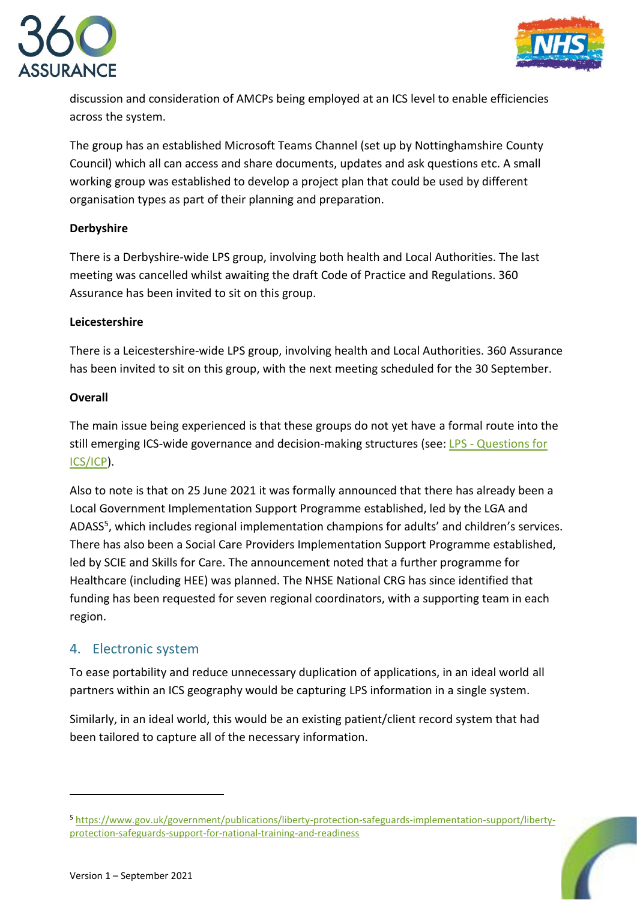discussion and consideration of AMCPs being employed at an ICS level to enable efficiencies across the system.

The group has an established Microsoft Teams Channel (set up by Nottinghamshire County Council) which all can access and share documents, updates and ask questions etc. A small working group was established to develop a project plan that could be used by different organisation types as part of their planning and preparation.

**Derbyshire**

There is a Derbyshire-wide LPS group, involving both health and Local Authorities. The last meeting was cancelled whilst awaiting the draft Code of Practice and Regulations. 360 Assurance has been invited to sit on this group.

**Leicestershire**

There is a Leicestershire-wide LPS group, involving health and Local Authorities. 360 Assurance has been invited to sit on this group, with the next meeting scheduled for the 30 September.

**Overall**

The main issue being experienced is that these groups do not yet have a formal route into the still emerging ICS-wide governance and decision-making structures (see: LPS - Questions for ICS/ICP).

Also to note is that on 25 June 2021 it was formally announced that there has already been a Local Government Implementation Support Programme established, led by the LGA and ADASS[5], which includes regional implementation champions for adults' and children's services. There has also been a Social Care Providers Implementation Support Programme established, led by SCIE and Skills for Care. The announcement noted that a further programme for Healthcare (including HEE) was planned. The NHSE National CRG has since identified that funding has been requested for seven regional coordinators, with a supporting team in each region.

## 4. Electronic system

To ease portability and reduce unnecessary duplication of applications, in an ideal world all partners within an ICS geography would be capturing LPS information in a single system.

Similarly, in an ideal world, this would be an existing patient/client record system that had been tailored to capture all of the necessary information.

---

[5] https://www.gov.uk/government/publications/liberty-protection-safeguards-implementation-support/liberty-protection-safeguards-support-for-national-training-and-readiness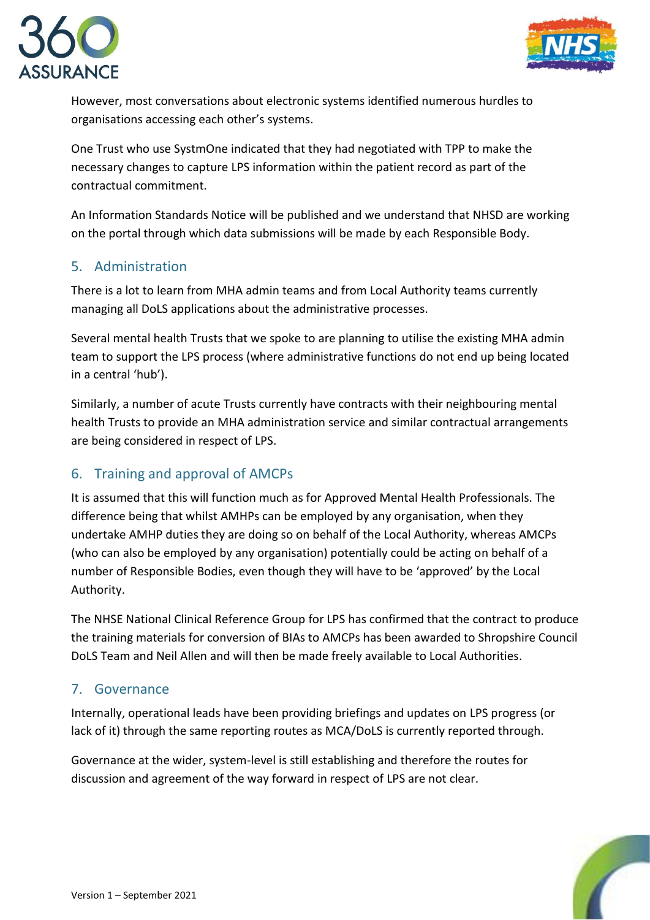However, most conversations about electronic systems identified numerous hurdles to organisations accessing each other's systems.

One Trust who use SystmOne indicated that they had negotiated with TPP to make the necessary changes to capture LPS information within the patient record as part of the contractual commitment.

An Information Standards Notice will be published and we understand that NHSD are working on the portal through which data submissions will be made by each Responsible Body.

## 5. Administration

There is a lot to learn from MHA admin teams and from Local Authority teams currently managing all DoLS applications about the administrative processes.

Several mental health Trusts that we spoke to are planning to utilise the existing MHA admin team to support the LPS process (where administrative functions do not end up being located in a central 'hub').

Similarly, a number of acute Trusts currently have contracts with their neighbouring mental health Trusts to provide an MHA administration service and similar contractual arrangements are being considered in respect of LPS.

## 6. Training and approval of AMCPs

It is assumed that this will function much as for Approved Mental Health Professionals. The difference being that whilst AMHPs can be employed by any organisation, when they undertake AMHP duties they are doing so on behalf of the Local Authority, whereas AMCPs (who can also be employed by any organisation) potentially could be acting on behalf of a number of Responsible Bodies, even though they will have to be 'approved' by the Local Authority.

The NHSE National Clinical Reference Group for LPS has confirmed that the contract to produce the training materials for conversion of BIAs to AMCPs has been awarded to Shropshire Council DoLS Team and Neil Allen and will then be made freely available to Local Authorities.

## 7. Governance

Internally, operational leads have been providing briefings and updates on LPS progress (or lack of it) through the same reporting routes as MCA/DoLS is currently reported through.

Governance at the wider, system-level is still establishing and therefore the routes for discussion and agreement of the way forward in respect of LPS are not clear.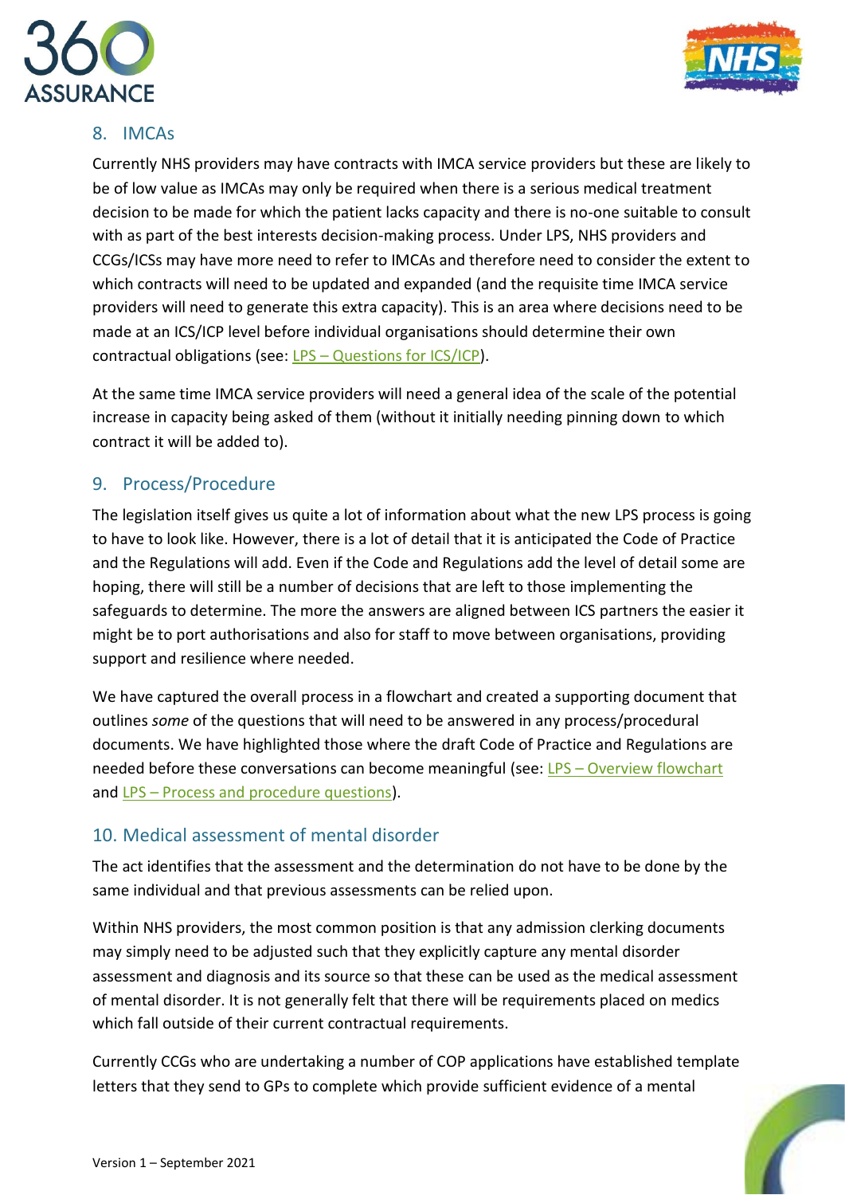## 8. IMCAs

Currently NHS providers may have contracts with IMCA service providers but these are likely to be of low value as IMCAs may only be required when there is a serious medical treatment decision to be made for which the patient lacks capacity and there is no-one suitable to consult with as part of the best interests decision-making process. Under LPS, NHS providers and CCGs/ICSs may have more need to refer to IMCAs and therefore need to consider the extent to which contracts will need to be updated and expanded (and the requisite time IMCA service providers will need to generate this extra capacity). This is an area where decisions need to be made at an ICS/ICP level before individual organisations should determine their own contractual obligations (see: LPS – Questions for ICS/ICP).

At the same time IMCA service providers will need a general idea of the scale of the potential increase in capacity being asked of them (without it initially needing pinning down to which contract it will be added to).

## 9. Process/Procedure

The legislation itself gives us quite a lot of information about what the new LPS process is going to have to look like. However, there is a lot of detail that it is anticipated the Code of Practice and the Regulations will add. Even if the Code and Regulations add the level of detail some are hoping, there will still be a number of decisions that are left to those implementing the safeguards to determine. The more the answers are aligned between ICS partners the easier it might be to port authorisations and also for staff to move between organisations, providing support and resilience where needed.

We have captured the overall process in a flowchart and created a supporting document that outlines *some* of the questions that will need to be answered in any process/procedural documents. We have highlighted those where the draft Code of Practice and Regulations are needed before these conversations can become meaningful (see: LPS – Overview flowchart and LPS – Process and procedure questions).

## 10. Medical assessment of mental disorder

The act identifies that the assessment and the determination do not have to be done by the same individual and that previous assessments can be relied upon.

Within NHS providers, the most common position is that any admission clerking documents may simply need to be adjusted such that they explicitly capture any mental disorder assessment and diagnosis and its source so that these can be used as the medical assessment of mental disorder. It is not generally felt that there will be requirements placed on medics which fall outside of their current contractual requirements.

Currently CCGs who are undertaking a number of COP applications have established template letters that they send to GPs to complete which provide sufficient evidence of a mental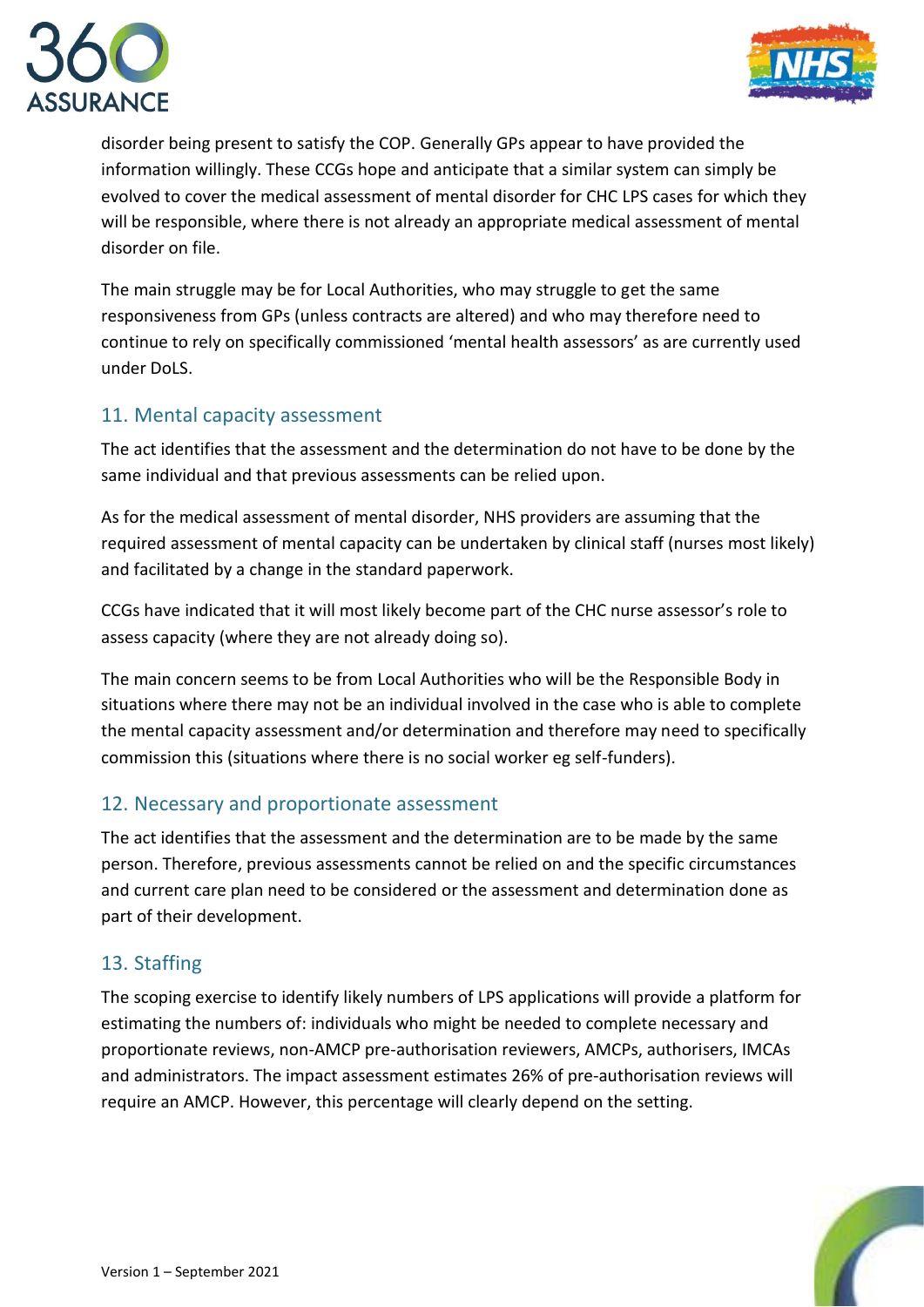disorder being present to satisfy the COP. Generally GPs appear to have provided the information willingly. These CCGs hope and anticipate that a similar system can simply be evolved to cover the medical assessment of mental disorder for CHC LPS cases for which they will be responsible, where there is not already an appropriate medical assessment of mental disorder on file.

The main struggle may be for Local Authorities, who may struggle to get the same responsiveness from GPs (unless contracts are altered) and who may therefore need to continue to rely on specifically commissioned 'mental health assessors' as are currently used under DoLS.

## 11. Mental capacity assessment

The act identifies that the assessment and the determination do not have to be done by the same individual and that previous assessments can be relied upon.

As for the medical assessment of mental disorder, NHS providers are assuming that the required assessment of mental capacity can be undertaken by clinical staff (nurses most likely) and facilitated by a change in the standard paperwork.

CCGs have indicated that it will most likely become part of the CHC nurse assessor's role to assess capacity (where they are not already doing so).

The main concern seems to be from Local Authorities who will be the Responsible Body in situations where there may not be an individual involved in the case who is able to complete the mental capacity assessment and/or determination and therefore may need to specifically commission this (situations where there is no social worker eg self-funders).

## 12. Necessary and proportionate assessment

The act identifies that the assessment and the determination are to be made by the same person. Therefore, previous assessments cannot be relied on and the specific circumstances and current care plan need to be considered or the assessment and determination done as part of their development.

## 13. Staffing

The scoping exercise to identify likely numbers of LPS applications will provide a platform for estimating the numbers of: individuals who might be needed to complete necessary and proportionate reviews, non-AMCP pre-authorisation reviewers, AMCPs, authorisers, IMCAs and administrators. The impact assessment estimates 26% of pre-authorisation reviews will require an AMCP. However, this percentage will clearly depend on the setting.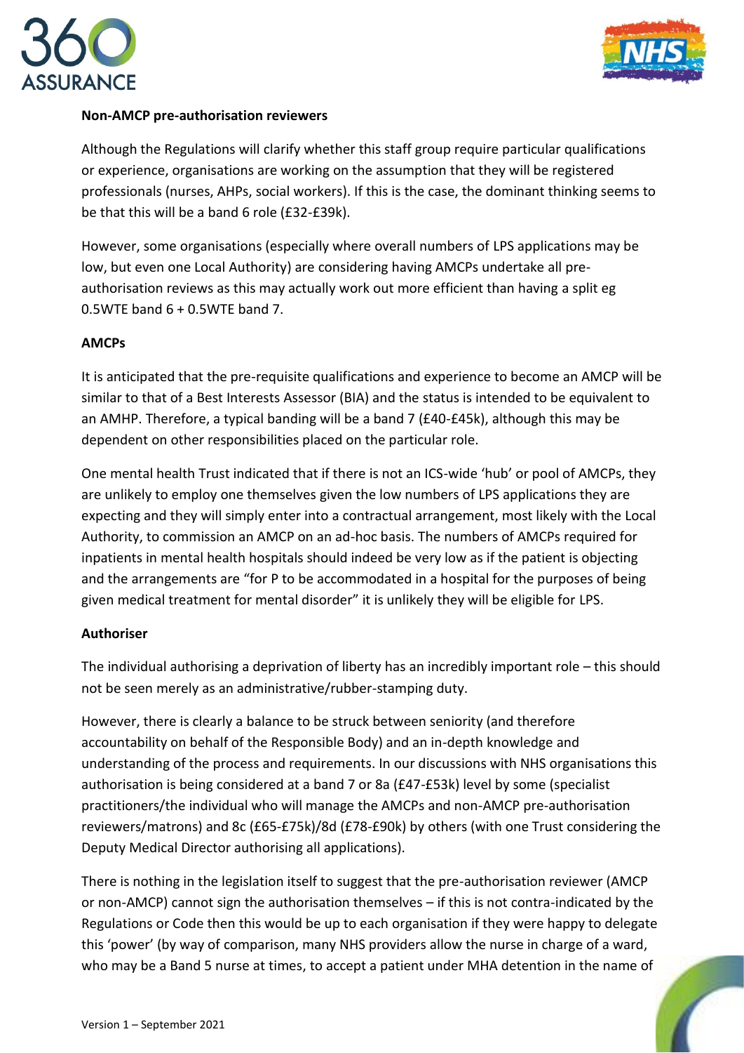**Non-AMCP pre-authorisation reviewers**

Although the Regulations will clarify whether this staff group require particular qualifications or experience, organisations are working on the assumption that they will be registered professionals (nurses, AHPs, social workers). If this is the case, the dominant thinking seems to be that this will be a band 6 role (£32-£39k).

However, some organisations (especially where overall numbers of LPS applications may be low, but even one Local Authority) are considering having AMCPs undertake all pre-authorisation reviews as this may actually work out more efficient than having a split eg 0.5WTE band 6 + 0.5WTE band 7.

**AMCPs**

It is anticipated that the pre-requisite qualifications and experience to become an AMCP will be similar to that of a Best Interests Assessor (BIA) and the status is intended to be equivalent to an AMHP. Therefore, a typical banding will be a band 7 (£40-£45k), although this may be dependent on other responsibilities placed on the particular role.

One mental health Trust indicated that if there is not an ICS-wide 'hub' or pool of AMCPs, they are unlikely to employ one themselves given the low numbers of LPS applications they are expecting and they will simply enter into a contractual arrangement, most likely with the Local Authority, to commission an AMCP on an ad-hoc basis. The numbers of AMCPs required for inpatients in mental health hospitals should indeed be very low as if the patient is objecting and the arrangements are "for P to be accommodated in a hospital for the purposes of being given medical treatment for mental disorder" it is unlikely they will be eligible for LPS.

**Authoriser**

The individual authorising a deprivation of liberty has an incredibly important role – this should not be seen merely as an administrative/rubber-stamping duty.

However, there is clearly a balance to be struck between seniority (and therefore accountability on behalf of the Responsible Body) and an in-depth knowledge and understanding of the process and requirements. In our discussions with NHS organisations this authorisation is being considered at a band 7 or 8a (£47-£53k) level by some (specialist practitioners/the individual who will manage the AMCPs and non-AMCP pre-authorisation reviewers/matrons) and 8c (£65-£75k)/8d (£78-£90k) by others (with one Trust considering the Deputy Medical Director authorising all applications).

There is nothing in the legislation itself to suggest that the pre-authorisation reviewer (AMCP or non-AMCP) cannot sign the authorisation themselves – if this is not contra-indicated by the Regulations or Code then this would be up to each organisation if they were happy to delegate this 'power' (by way of comparison, many NHS providers allow the nurse in charge of a ward, who may be a Band 5 nurse at times, to accept a patient under MHA detention in the name of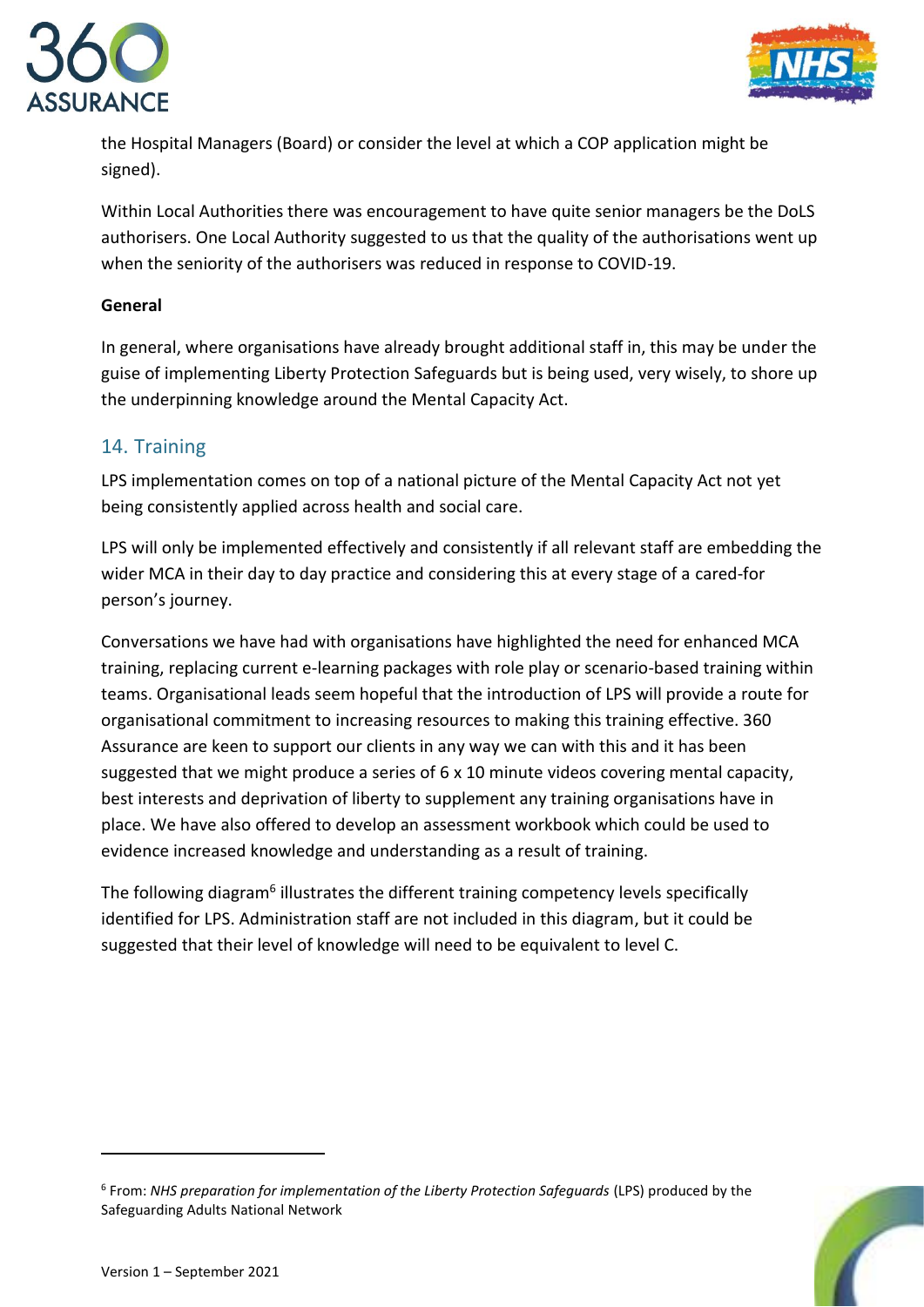the Hospital Managers (Board) or consider the level at which a COP application might be signed).

Within Local Authorities there was encouragement to have quite senior managers be the DoLS authorisers. One Local Authority suggested to us that the quality of the authorisations went up when the seniority of the authorisers was reduced in response to COVID-19.

**General**

In general, where organisations have already brought additional staff in, this may be under the guise of implementing Liberty Protection Safeguards but is being used, very wisely, to shore up the underpinning knowledge around the Mental Capacity Act.

## 14. Training

LPS implementation comes on top of a national picture of the Mental Capacity Act not yet being consistently applied across health and social care.

LPS will only be implemented effectively and consistently if all relevant staff are embedding the wider MCA in their day to day practice and considering this at every stage of a cared-for person's journey.

Conversations we have had with organisations have highlighted the need for enhanced MCA training, replacing current e-learning packages with role play or scenario-based training within teams. Organisational leads seem hopeful that the introduction of LPS will provide a route for organisational commitment to increasing resources to making this training effective. 360 Assurance are keen to support our clients in any way we can with this and it has been suggested that we might produce a series of 6 x 10 minute videos covering mental capacity, best interests and deprivation of liberty to supplement any training organisations have in place. We have also offered to develop an assessment workbook which could be used to evidence increased knowledge and understanding as a result of training.

The following diagram[6] illustrates the different training competency levels specifically identified for LPS. Administration staff are not included in this diagram, but it could be suggested that their level of knowledge will need to be equivalent to level C.

---

[6] From: *NHS preparation for implementation of the Liberty Protection Safeguards* (LPS) produced by the Safeguarding Adults National Network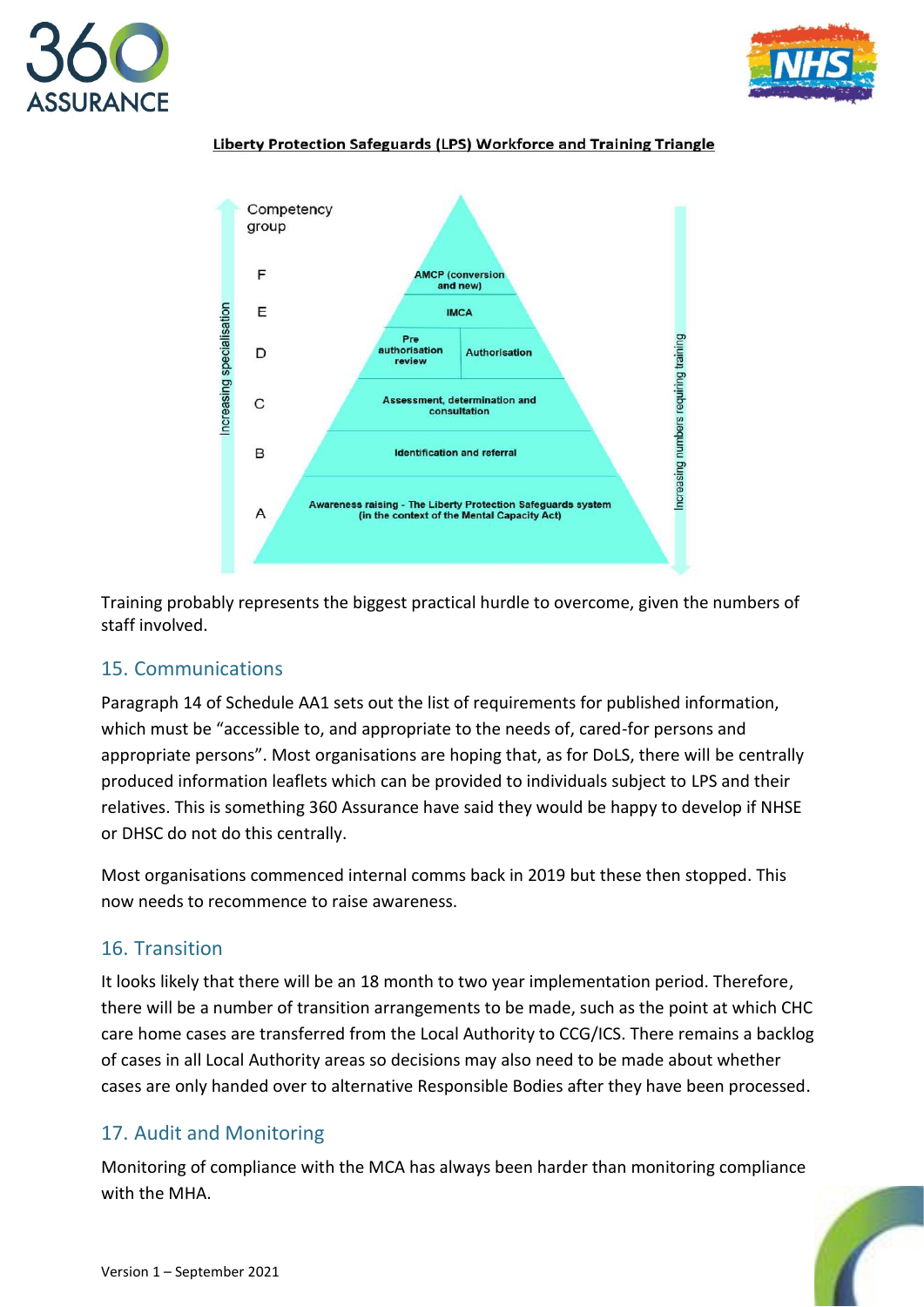**Liberty Protection Safeguards (LPS) Workforce and Training Triangle**

| Competency group | |
|---|---|
| F | AMCP (conversion and new) |
| E | IMCA |
| D | Pre authorisation review / Authorisation |
| C | Assessment, determination and consultation |
| B | Identification and referral |
| A | Awareness raising - The Liberty Protection Safeguards system (in the context of the Mental Capacity Act) |

Increasing specialisation (A → F)

Increasing numbers requiring training (F → A)

Training probably represents the biggest practical hurdle to overcome, given the numbers of staff involved.

## 15. Communications

Paragraph 14 of Schedule AA1 sets out the list of requirements for published information, which must be "accessible to, and appropriate to the needs of, cared-for persons and appropriate persons". Most organisations are hoping that, as for DoLS, there will be centrally produced information leaflets which can be provided to individuals subject to LPS and their relatives. This is something 360 Assurance have said they would be happy to develop if NHSE or DHSC do not do this centrally.

Most organisations commenced internal comms back in 2019 but these then stopped. This now needs to recommence to raise awareness.

## 16. Transition

It looks likely that there will be an 18 month to two year implementation period. Therefore, there will be a number of transition arrangements to be made, such as the point at which CHC care home cases are transferred from the Local Authority to CCG/ICS. There remains a backlog of cases in all Local Authority areas so decisions may also need to be made about whether cases are only handed over to alternative Responsible Bodies after they have been processed.

## 17. Audit and Monitoring

Monitoring of compliance with the MCA has always been harder than monitoring compliance with the MHA.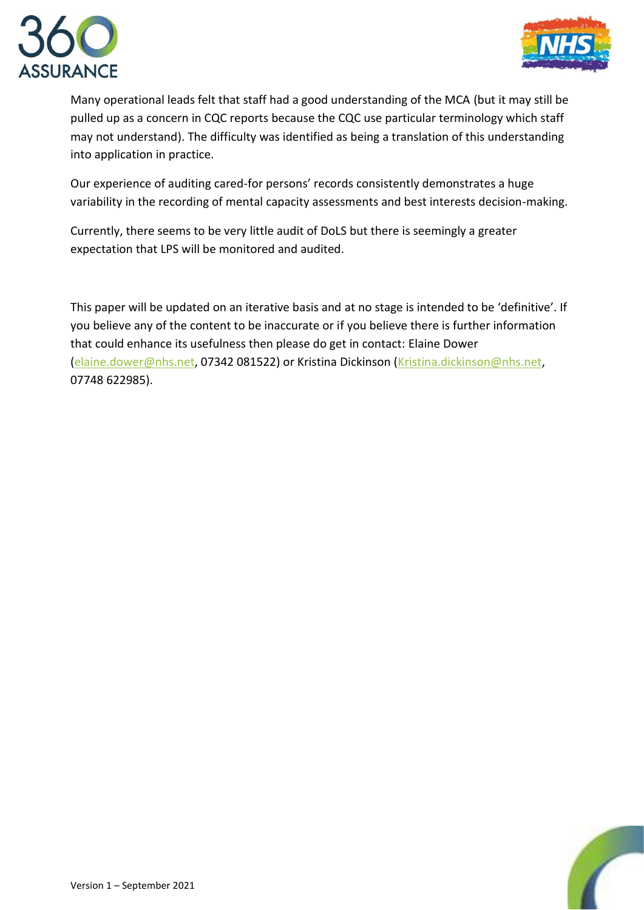Many operational leads felt that staff had a good understanding of the MCA (but it may still be pulled up as a concern in CQC reports because the CQC use particular terminology which staff may not understand). The difficulty was identified as being a translation of this understanding into application in practice.

Our experience of auditing cared-for persons' records consistently demonstrates a huge variability in the recording of mental capacity assessments and best interests decision-making.

Currently, there seems to be very little audit of DoLS but there is seemingly a greater expectation that LPS will be monitored and audited.

This paper will be updated on an iterative basis and at no stage is intended to be 'definitive'. If you believe any of the content to be inaccurate or if you believe there is further information that could enhance its usefulness then please do get in contact: Elaine Dower (elaine.dower@nhs.net, 07342 081522) or Kristina Dickinson (Kristina.dickinson@nhs.net, 07748 622985).